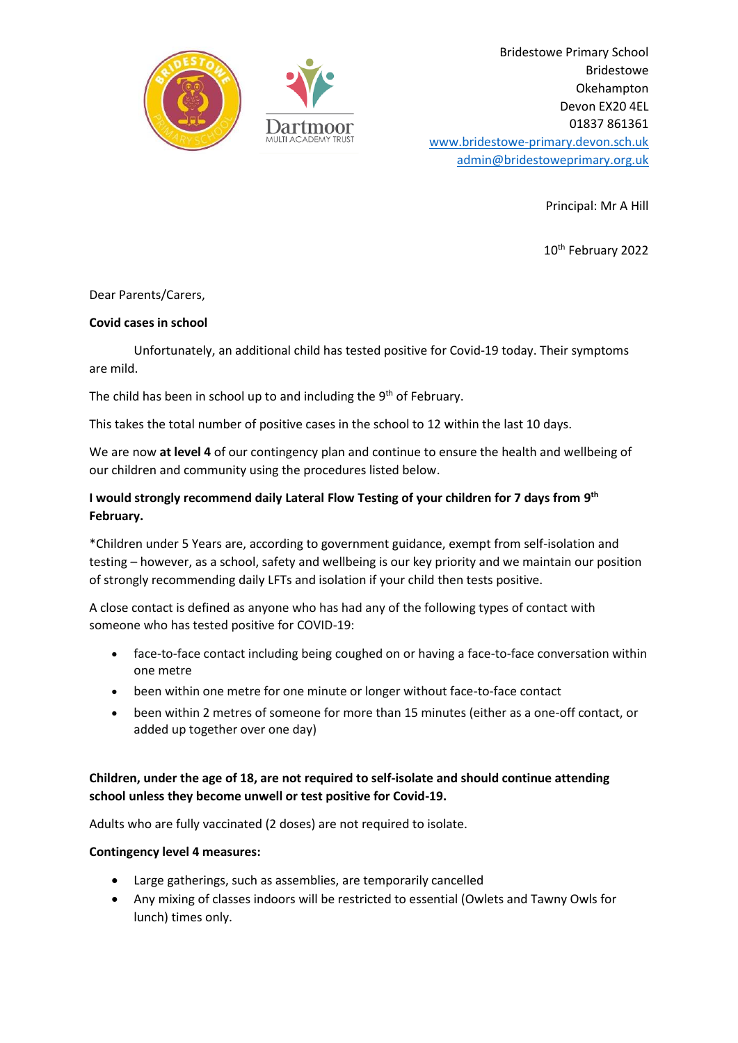Bridestowe Primary School
Bridestowe
Okehampton
Devon EX20 4EL
01837 861361
www.bridestowe-primary.devon.sch.uk
admin@bridestoweprimary.org.uk

Principal: Mr A Hill

10th February 2022

Dear Parents/Carers,

**Covid cases in school**

Unfortunately, an additional child has tested positive for Covid-19 today. Their symptoms are mild.

The child has been in school up to and including the 9th of February.

This takes the total number of positive cases in the school to 12 within the last 10 days.

We are now **at level 4** of our contingency plan and continue to ensure the health and wellbeing of our children and community using the procedures listed below.

**I would strongly recommend daily Lateral Flow Testing of your children for 7 days from 9th February.**

*Children under 5 Years are, according to government guidance, exempt from self-isolation and testing – however, as a school, safety and wellbeing is our key priority and we maintain our position of strongly recommending daily LFTs and isolation if your child then tests positive.

A close contact is defined as anyone who has had any of the following types of contact with someone who has tested positive for COVID-19:

- face-to-face contact including being coughed on or having a face-to-face conversation within one metre
- been within one metre for one minute or longer without face-to-face contact
- been within 2 metres of someone for more than 15 minutes (either as a one-off contact, or added up together over one day)

**Children, under the age of 18, are not required to self-isolate and should continue attending school unless they become unwell or test positive for Covid-19.**

Adults who are fully vaccinated (2 doses) are not required to isolate.

**Contingency level 4 measures:**

- Large gatherings, such as assemblies, are temporarily cancelled
- Any mixing of classes indoors will be restricted to essential (Owlets and Tawny Owls for lunch) times only.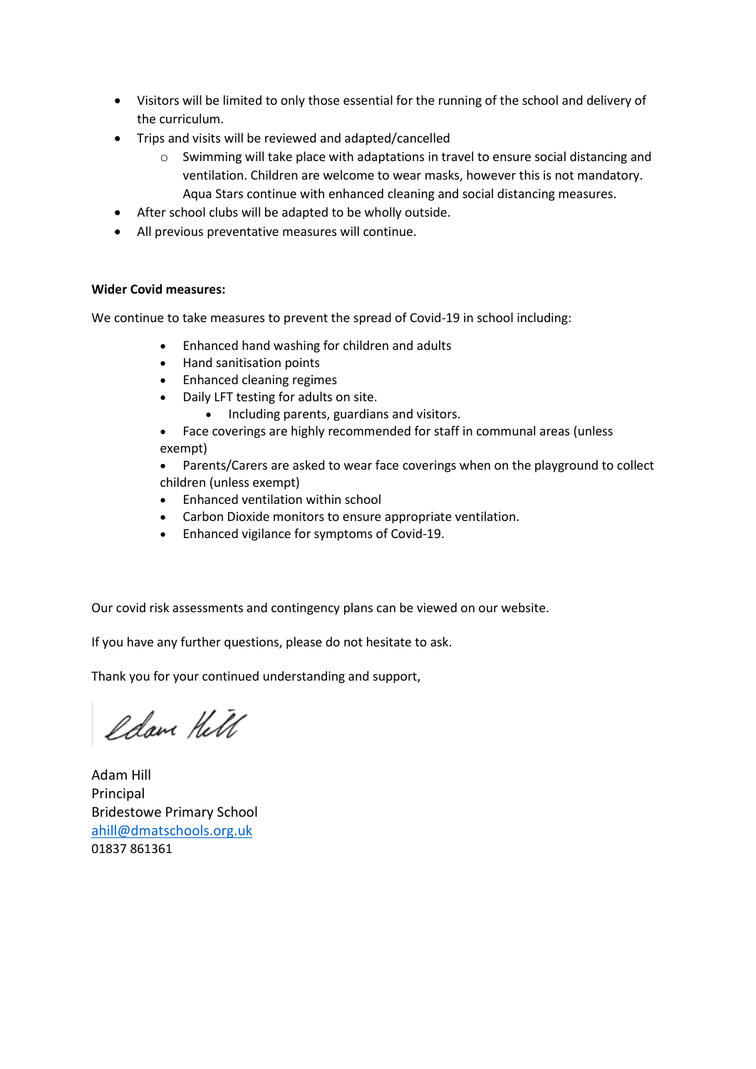- Visitors will be limited to only those essential for the running of the school and delivery of the curriculum.
- Trips and visits will be reviewed and adapted/cancelled
    - Swimming will take place with adaptations in travel to ensure social distancing and ventilation. Children are welcome to wear masks, however this is not mandatory. Aqua Stars continue with enhanced cleaning and social distancing measures.
- After school clubs will be adapted to be wholly outside.
- All previous preventative measures will continue.

**Wider Covid measures:**

We continue to take measures to prevent the spread of Covid-19 in school including:

- Enhanced hand washing for children and adults
- Hand sanitisation points
- Enhanced cleaning regimes
- Daily LFT testing for adults on site.
    - Including parents, guardians and visitors.
- Face coverings are highly recommended for staff in communal areas (unless exempt)
- Parents/Carers are asked to wear face coverings when on the playground to collect children (unless exempt)
- Enhanced ventilation within school
- Carbon Dioxide monitors to ensure appropriate ventilation.
- Enhanced vigilance for symptoms of Covid-19.

Our covid risk assessments and contingency plans can be viewed on our website.

If you have any further questions, please do not hesitate to ask.

Thank you for your continued understanding and support,

Adam Hill

Adam Hill  
Principal  
Bridestowe Primary School  
ahill@dmatschools.org.uk  
01837 861361